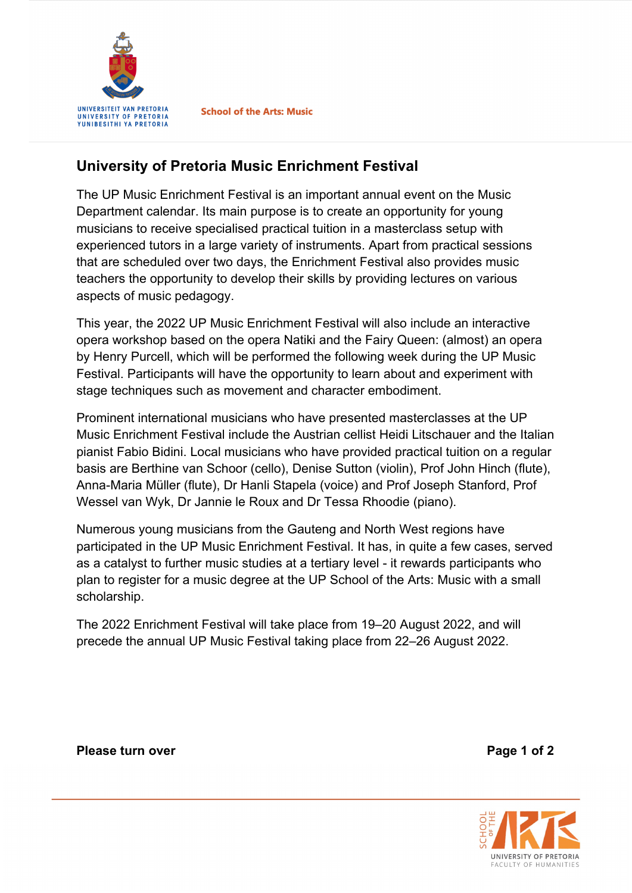UNIVERSITEIT VAN PRETORIA
UNIVERSITY OF PRETORIA
YUNIBESITHI YA PRETORIA

**School of the Arts: Music**

# University of Pretoria Music Enrichment Festival

The UP Music Enrichment Festival is an important annual event on the Music Department calendar. Its main purpose is to create an opportunity for young musicians to receive specialised practical tuition in a masterclass setup with experienced tutors in a large variety of instruments. Apart from practical sessions that are scheduled over two days, the Enrichment Festival also provides music teachers the opportunity to develop their skills by providing lectures on various aspects of music pedagogy.

This year, the 2022 UP Music Enrichment Festival will also include an interactive opera workshop based on the opera Natiki and the Fairy Queen: (almost) an opera by Henry Purcell, which will be performed the following week during the UP Music Festival. Participants will have the opportunity to learn about and experiment with stage techniques such as movement and character embodiment.

Prominent international musicians who have presented masterclasses at the UP Music Enrichment Festival include the Austrian cellist Heidi Litschauer and the Italian pianist Fabio Bidini. Local musicians who have provided practical tuition on a regular basis are Berthine van Schoor (cello), Denise Sutton (violin), Prof John Hinch (flute), Anna-Maria Müller (flute), Dr Hanli Stapela (voice) and Prof Joseph Stanford, Prof Wessel van Wyk, Dr Jannie le Roux and Dr Tessa Rhoodie (piano).

Numerous young musicians from the Gauteng and North West regions have participated in the UP Music Enrichment Festival. It has, in quite a few cases, served as a catalyst to further music studies at a tertiary level - it rewards participants who plan to register for a music degree at the UP School of the Arts: Music with a small scholarship.

The 2022 Enrichment Festival will take place from 19–20 August 2022, and will precede the annual UP Music Festival taking place from 22–26 August 2022.

**Please turn over**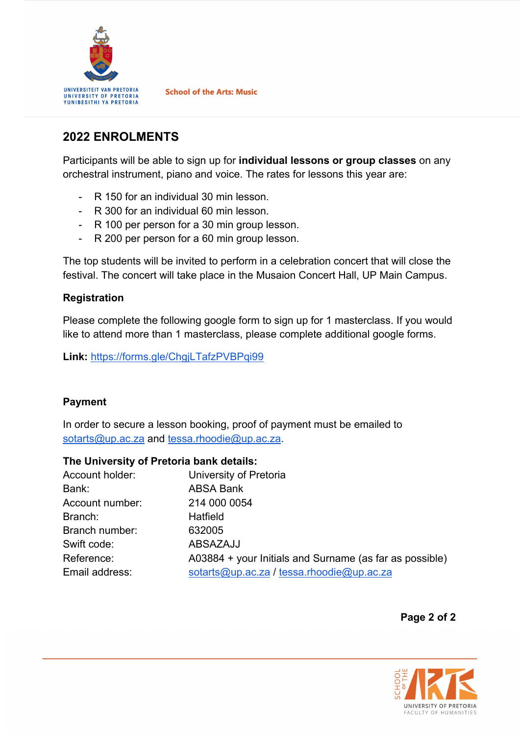UNIVERSITEIT VAN PRETORIA
UNIVERSITY OF PRETORIA
YUNIBESITHI YA PRETORIA

School of the Arts: Music

## 2022 ENROLMENTS

Participants will be able to sign up for **individual lessons or group classes** on any orchestral instrument, piano and voice. The rates for lessons this year are:

- R 150 for an individual 30 min lesson.
- R 300 for an individual 60 min lesson.
- R 100 per person for a 30 min group lesson.
- R 200 per person for a 60 min group lesson.

The top students will be invited to perform in a celebration concert that will close the festival. The concert will take place in the Musaion Concert Hall, UP Main Campus.

### Registration

Please complete the following google form to sign up for 1 masterclass. If you would like to attend more than 1 masterclass, please complete additional google forms.

**Link:** https://forms.gle/ChgjLTafzPVBPqi99

### Payment

In order to secure a lesson booking, proof of payment must be emailed to sotarts@up.ac.za and tessa.rhoodie@up.ac.za.

**The University of Pretoria bank details:**

| | |
|---|---|
| Account holder: | University of Pretoria |
| Bank: | ABSA Bank |
| Account number: | 214 000 0054 |
| Branch: | Hatfield |
| Branch number: | 632005 |
| Swift code: | ABSAZAJJ |
| Reference: | A03884 + your Initials and Surname (as far as possible) |
| Email address: | sotarts@up.ac.za / tessa.rhoodie@up.ac.za |

SCHOOL OF THE ARTS
UNIVERSITY OF PRETORIA
FACULTY OF HUMANITIES